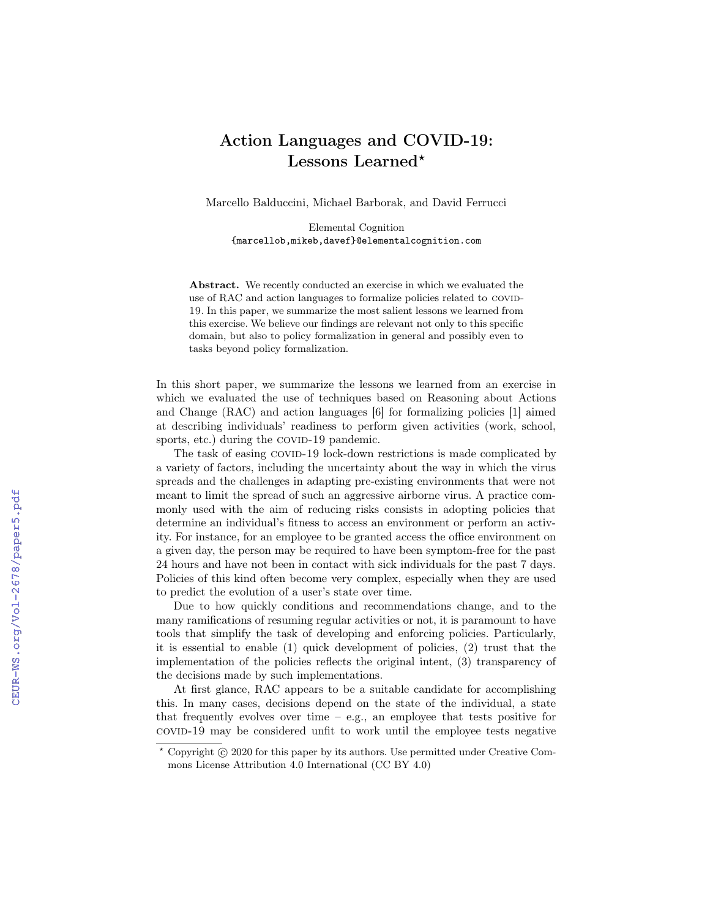# Action Languages and COVID-19: Lessons Learned*

Marcello Balduccini, Michael Barborak, and David Ferrucci

Elemental Cognition
{marcellob,mikeb,davef}@elementalcognition.com

**Abstract.** We recently conducted an exercise in which we evaluated the use of RAC and action languages to formalize policies related to COVID-19. In this paper, we summarize the most salient lessons we learned from this exercise. We believe our findings are relevant not only to this specific domain, but also to policy formalization in general and possibly even to tasks beyond policy formalization.

In this short paper, we summarize the lessons we learned from an exercise in which we evaluated the use of techniques based on Reasoning about Actions and Change (RAC) and action languages [6] for formalizing policies [1] aimed at describing individuals' readiness to perform given activities (work, school, sports, etc.) during the COVID-19 pandemic.

The task of easing COVID-19 lock-down restrictions is made complicated by a variety of factors, including the uncertainty about the way in which the virus spreads and the challenges in adapting pre-existing environments that were not meant to limit the spread of such an aggressive airborne virus. A practice commonly used with the aim of reducing risks consists in adopting policies that determine an individual's fitness to access an environment or perform an activity. For instance, for an employee to be granted access the office environment on a given day, the person may be required to have been symptom-free for the past 24 hours and have not been in contact with sick individuals for the past 7 days. Policies of this kind often become very complex, especially when they are used to predict the evolution of a user's state over time.

Due to how quickly conditions and recommendations change, and to the many ramifications of resuming regular activities or not, it is paramount to have tools that simplify the task of developing and enforcing policies. Particularly, it is essential to enable (1) quick development of policies, (2) trust that the implementation of the policies reflects the original intent, (3) transparency of the decisions made by such implementations.

At first glance, RAC appears to be a suitable candidate for accomplishing this. In many cases, decisions depend on the state of the individual, a state that frequently evolves over time – e.g., an employee that tests positive for COVID-19 may be considered unfit to work until the employee tests negative

* Copyright © 2020 for this paper by its authors. Use permitted under Creative Commons License Attribution 4.0 International (CC BY 4.0)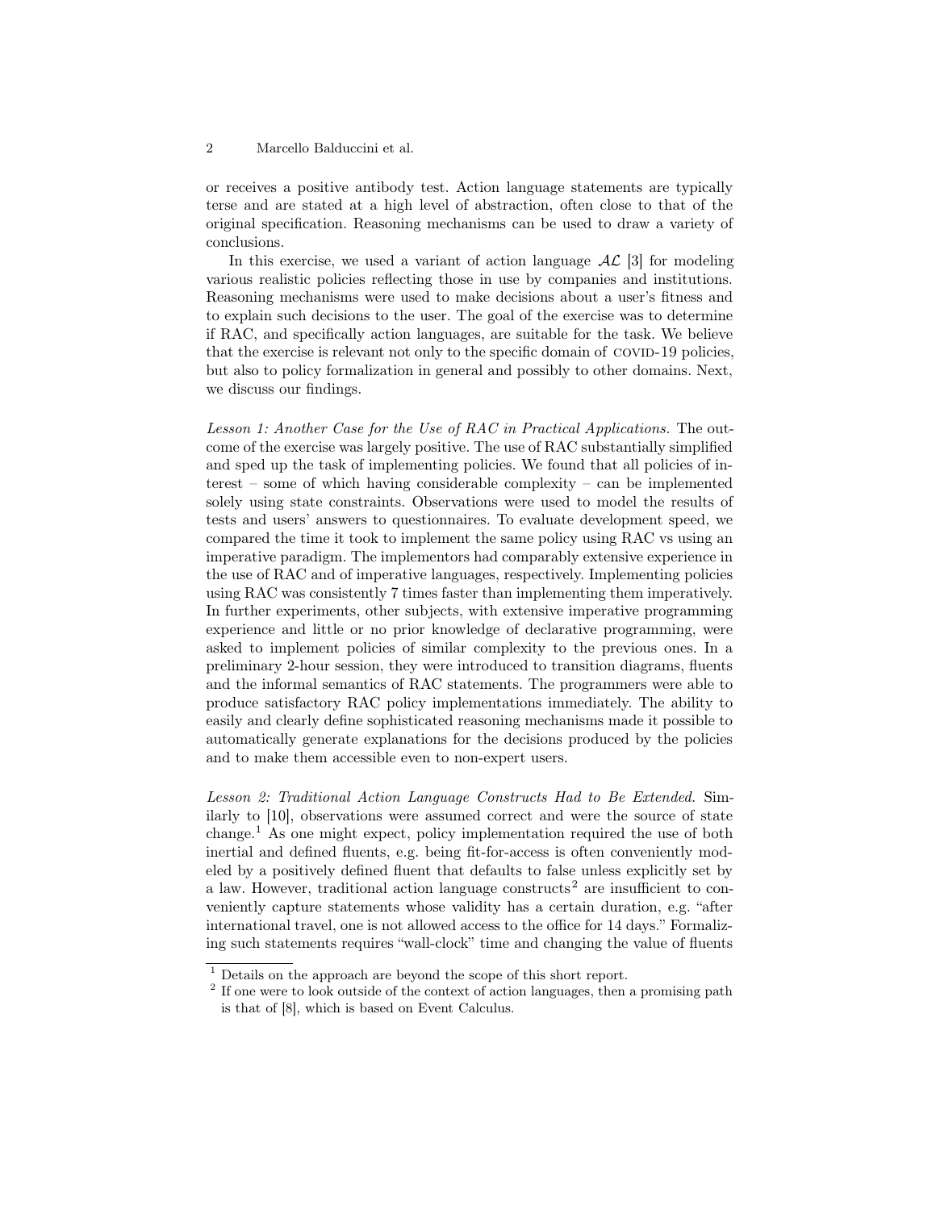or receives a positive antibody test. Action language statements are typically terse and are stated at a high level of abstraction, often close to that of the original specification. Reasoning mechanisms can be used to draw a variety of conclusions.

In this exercise, we used a variant of action language $\mathcal{AL}$ [3] for modeling various realistic policies reflecting those in use by companies and institutions. Reasoning mechanisms were used to make decisions about a user's fitness and to explain such decisions to the user. The goal of the exercise was to determine if RAC, and specifically action languages, are suitable for the task. We believe that the exercise is relevant not only to the specific domain of COVID-19 policies, but also to policy formalization in general and possibly to other domains. Next, we discuss our findings.

*Lesson 1: Another Case for the Use of RAC in Practical Applications.* The outcome of the exercise was largely positive. The use of RAC substantially simplified and sped up the task of implementing policies. We found that all policies of interest – some of which having considerable complexity – can be implemented solely using state constraints. Observations were used to model the results of tests and users' answers to questionnaires. To evaluate development speed, we compared the time it took to implement the same policy using RAC vs using an imperative paradigm. The implementors had comparably extensive experience in the use of RAC and of imperative languages, respectively. Implementing policies using RAC was consistently 7 times faster than implementing them imperatively. In further experiments, other subjects, with extensive imperative programming experience and little or no prior knowledge of declarative programming, were asked to implement policies of similar complexity to the previous ones. In a preliminary 2-hour session, they were introduced to transition diagrams, fluents and the informal semantics of RAC statements. The programmers were able to produce satisfactory RAC policy implementations immediately. The ability to easily and clearly define sophisticated reasoning mechanisms made it possible to automatically generate explanations for the decisions produced by the policies and to make them accessible even to non-expert users.

*Lesson 2: Traditional Action Language Constructs Had to Be Extended.* Similarly to [10], observations were assumed correct and were the source of state change.[1] As one might expect, policy implementation required the use of both inertial and defined fluents, e.g. being fit-for-access is often conveniently modeled by a positively defined fluent that defaults to false unless explicitly set by a law. However, traditional action language constructs[2] are insufficient to conveniently capture statements whose validity has a certain duration, e.g. "after international travel, one is not allowed access to the office for 14 days." Formalizing such statements requires "wall-clock" time and changing the value of fluents

[1] Details on the approach are beyond the scope of this short report.

[2] If one were to look outside of the context of action languages, then a promising path is that of [8], which is based on Event Calculus.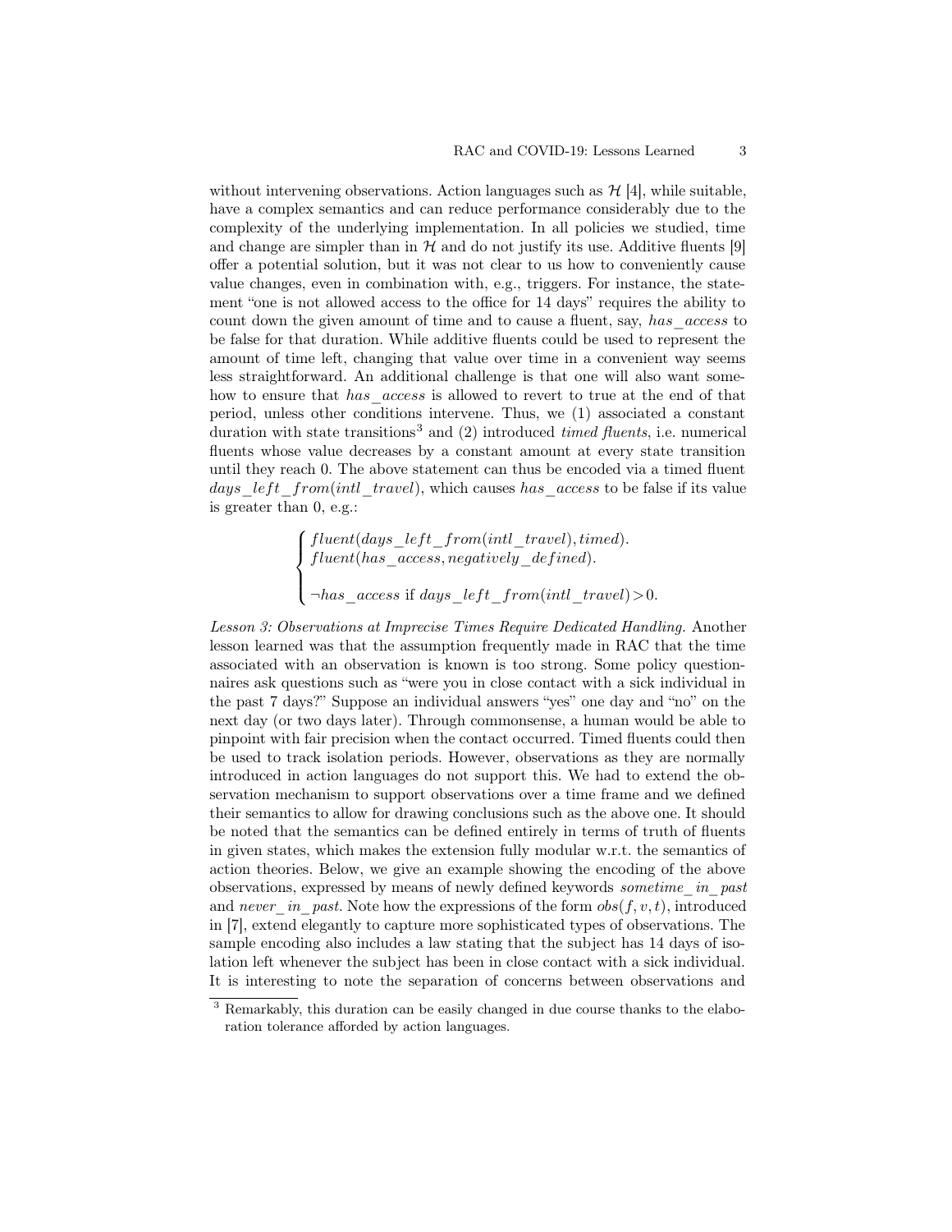without intervening observations. Action languages such as $\mathcal{H}$ [4], while suitable, have a complex semantics and can reduce performance considerably due to the complexity of the underlying implementation. In all policies we studied, time and change are simpler than in $\mathcal{H}$ and do not justify its use. Additive fluents [9] offer a potential solution, but it was not clear to us how to conveniently cause value changes, even in combination with, e.g., triggers. For instance, the statement "one is not allowed access to the office for 14 days" requires the ability to count down the given amount of time and to cause a fluent, say, $has\_access$ to be false for that duration. While additive fluents could be used to represent the amount of time left, changing that value over time in a convenient way seems less straightforward. An additional challenge is that one will also want somehow to ensure that $has\_access$ is allowed to revert to true at the end of that period, unless other conditions intervene. Thus, we (1) associated a constant duration with state transitions[3] and (2) introduced *timed fluents*, i.e. numerical fluents whose value decreases by a constant amount at every state transition until they reach 0. The above statement can thus be encoded via a timed fluent $days\_left\_from(intl\_travel)$, which causes $has\_access$ to be false if its value is greater than 0, e.g.:

$$
\begin{cases}
fluent(days\_left\_from(intl\_travel), timed). \\
fluent(has\_access, negatively\_defined). \\
\\
\neg has\_access \text{ if } days\_left\_from(intl\_travel) > 0.
\end{cases}
$$

*Lesson 3: Observations at Imprecise Times Require Dedicated Handling.* Another lesson learned was that the assumption frequently made in RAC that the time associated with an observation is known is too strong. Some policy questionnaires ask questions such as "were you in close contact with a sick individual in the past 7 days?" Suppose an individual answers "yes" one day and "no" on the next day (or two days later). Through commonsense, a human would be able to pinpoint with fair precision when the contact occurred. Timed fluents could then be used to track isolation periods. However, observations as they are normally introduced in action languages do not support this. We had to extend the observation mechanism to support observations over a time frame and we defined their semantics to allow for drawing conclusions such as the above one. It should be noted that the semantics can be defined entirely in terms of truth of fluents in given states, which makes the extension fully modular w.r.t. the semantics of action theories. Below, we give an example showing the encoding of the above observations, expressed by means of newly defined keywords $sometime\_in\_past$ and $never\_in\_past$. Note how the expressions of the form $obs(f, v, t)$, introduced in [7], extend elegantly to capture more sophisticated types of observations. The sample encoding also includes a law stating that the subject has 14 days of isolation left whenever the subject has been in close contact with a sick individual. It is interesting to note the separation of concerns between observations and

[3] Remarkably, this duration can be easily changed in due course thanks to the elaboration tolerance afforded by action languages.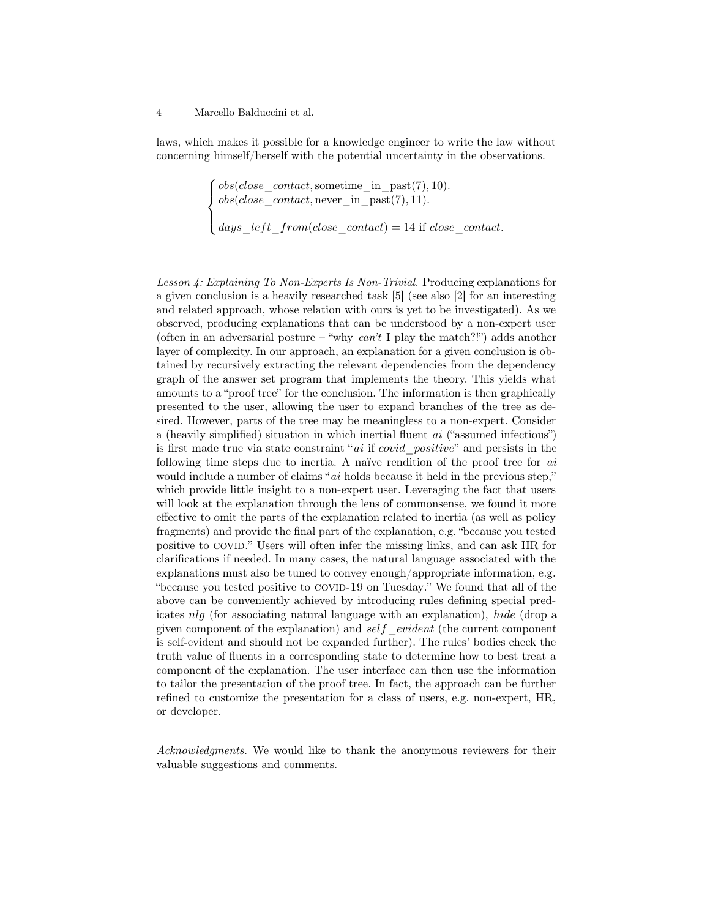laws, which makes it possible for a knowledge engineer to write the law without concerning himself/herself with the potential uncertainty in the observations.

$$
\begin{cases}
obs(close\_contact, \text{sometime\_in\_past}(7), 10). \\
obs(close\_contact, \text{never\_in\_past}(7), 11). \\
\\
days\_left\_from(close\_contact) = 14 \text{ if } close\_contact.
\end{cases}
$$

*Lesson 4: Explaining To Non-Experts Is Non-Trivial.* Producing explanations for a given conclusion is a heavily researched task [5] (see also [2] for an interesting and related approach, whose relation with ours is yet to be investigated). As we observed, producing explanations that can be understood by a non-expert user (often in an adversarial posture – "why *can't* I play the match?!") adds another layer of complexity. In our approach, an explanation for a given conclusion is obtained by recursively extracting the relevant dependencies from the dependency graph of the answer set program that implements the theory. This yields what amounts to a "proof tree" for the conclusion. The information is then graphically presented to the user, allowing the user to expand branches of the tree as desired. However, parts of the tree may be meaningless to a non-expert. Consider a (heavily simplified) situation in which inertial fluent $ai$ ("assumed infectious") is first made true via state constraint "$ai$ if $covid\_positive$" and persists in the following time steps due to inertia. A naïve rendition of the proof tree for $ai$ would include a number of claims "$ai$ holds because it held in the previous step," which provide little insight to a non-expert user. Leveraging the fact that users will look at the explanation through the lens of commonsense, we found it more effective to omit the parts of the explanation related to inertia (as well as policy fragments) and provide the final part of the explanation, e.g. "because you tested positive to COVID." Users will often infer the missing links, and can ask HR for clarifications if needed. In many cases, the natural language associated with the explanations must also be tuned to convey enough/appropriate information, e.g. "because you tested positive to COVID-19 <u>on Tuesday</u>." We found that all of the above can be conveniently achieved by introducing rules defining special predicates $nlg$ (for associating natural language with an explanation), $hide$ (drop a given component of the explanation) and $self\_evident$ (the current component is self-evident and should not be expanded further). The rules' bodies check the truth value of fluents in a corresponding state to determine how to best treat a component of the explanation. The user interface can then use the information to tailor the presentation of the proof tree. In fact, the approach can be further refined to customize the presentation for a class of users, e.g. non-expert, HR, or developer.

*Acknowledgments.* We would like to thank the anonymous reviewers for their valuable suggestions and comments.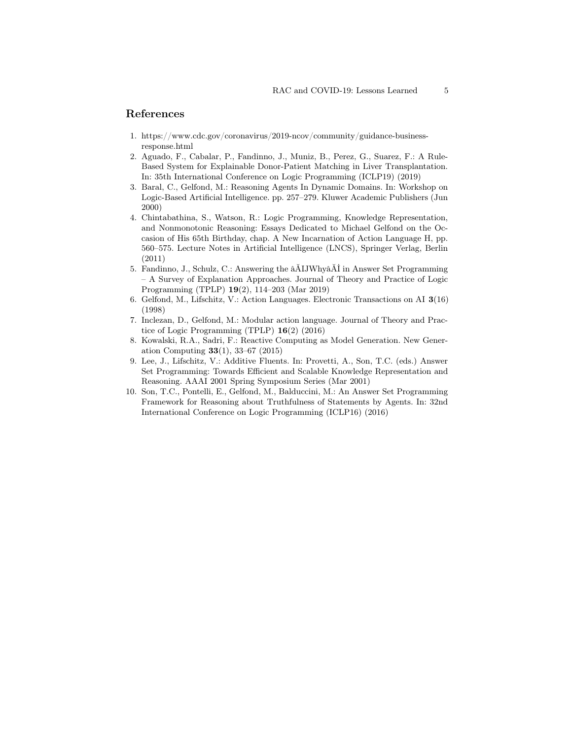## References

1. https://www.cdc.gov/coronavirus/2019-ncov/community/guidance-business-response.html
2. Aguado, F., Cabalar, P., Fandinno, J., Muniz, B., Perez, G., Suarez, F.: A Rule-Based System for Explainable Donor-Patient Matching in Liver Transplantation. In: 35th International Conference on Logic Programming (ICLP19) (2019)
3. Baral, C., Gelfond, M.: Reasoning Agents In Dynamic Domains. In: Workshop on Logic-Based Artificial Intelligence. pp. 257–279. Kluwer Academic Publishers (Jun 2000)
4. Chintabathina, S., Watson, R.: Logic Programming, Knowledge Representation, and Nonmonotonic Reasoning: Essays Dedicated to Michael Gelfond on the Occasion of His 65th Birthday, chap. A New Incarnation of Action Language H, pp. 560–575. Lecture Notes in Artificial Intelligence (LNCS), Springer Verlag, Berlin (2011)
5. Fandinno, J., Schulz, C.: Answering the âĂIJWhyâĂİ in Answer Set Programming – A Survey of Explanation Approaches. Journal of Theory and Practice of Logic Programming (TPLP) **19**(2), 114–203 (Mar 2019)
6. Gelfond, M., Lifschitz, V.: Action Languages. Electronic Transactions on AI **3**(16) (1998)
7. Inclezan, D., Gelfond, M.: Modular action language. Journal of Theory and Practice of Logic Programming (TPLP) **16**(2) (2016)
8. Kowalski, R.A., Sadri, F.: Reactive Computing as Model Generation. New Generation Computing **33**(1), 33–67 (2015)
9. Lee, J., Lifschitz, V.: Additive Fluents. In: Provetti, A., Son, T.C. (eds.) Answer Set Programming: Towards Efficient and Scalable Knowledge Representation and Reasoning. AAAI 2001 Spring Symposium Series (Mar 2001)
10. Son, T.C., Pontelli, E., Gelfond, M., Balduccini, M.: An Answer Set Programming Framework for Reasoning about Truthfulness of Statements by Agents. In: 32nd International Conference on Logic Programming (ICLP16) (2016)